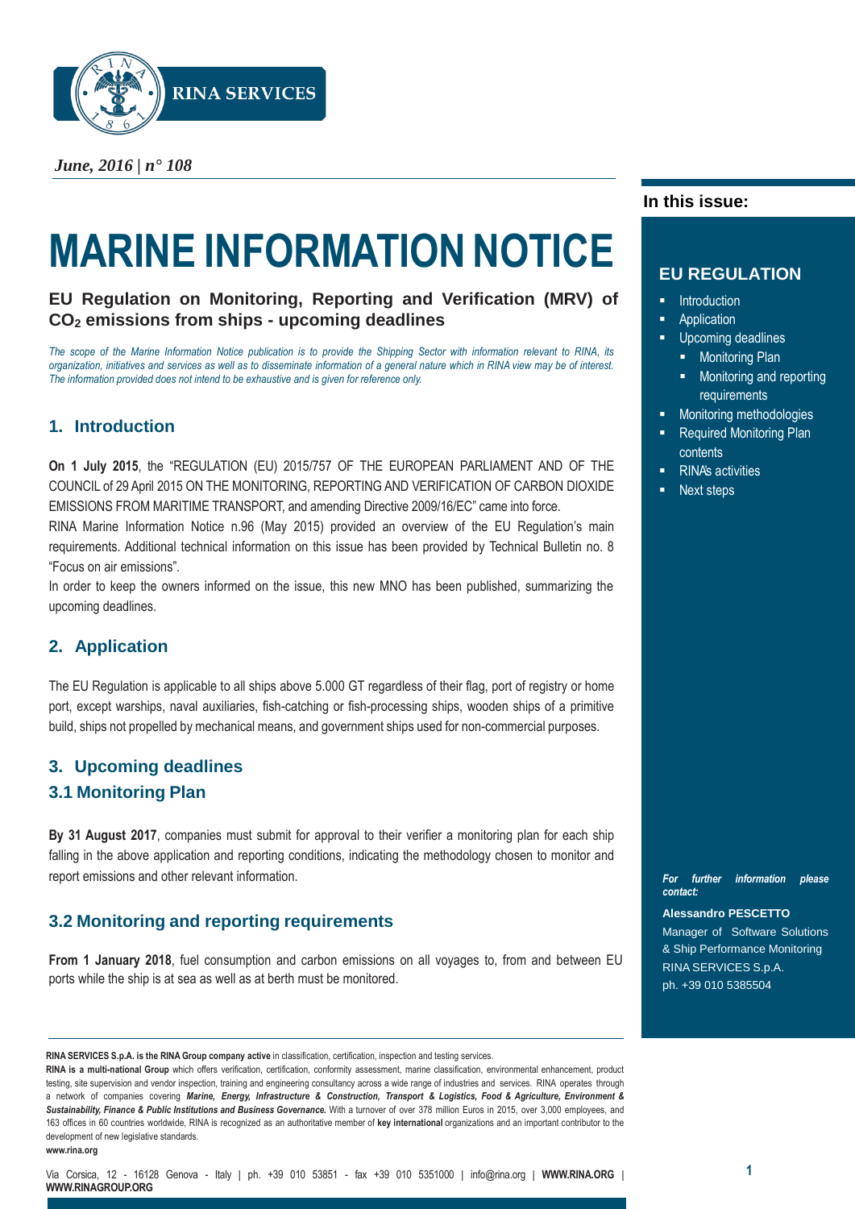*June, 2016 | n° 108*

# MARINE INFORMATION NOTICE

## EU Regulation on Monitoring, Reporting and Verification (MRV) of $CO_2$ emissions from ships - upcoming deadlines

*The scope of the Marine Information Notice publication is to provide the Shipping Sector with information relevant to RINA, its organization, initiatives and services as well as to disseminate information of a general nature which in RINA view may be of interest. The information provided does not intend to be exhaustive and is given for reference only.*

### 1. Introduction

**On 1 July 2015**, the "REGULATION (EU) 2015/757 OF THE EUROPEAN PARLIAMENT AND OF THE COUNCIL of 29 April 2015 ON THE MONITORING, REPORTING AND VERIFICATION OF CARBON DIOXIDE EMISSIONS FROM MARITIME TRANSPORT, and amending Directive 2009/16/EC" came into force.

RINA Marine Information Notice n.96 (May 2015) provided an overview of the EU Regulation's main requirements. Additional technical information on this issue has been provided by Technical Bulletin no. 8 "Focus on air emissions".

In order to keep the owners informed on the issue, this new MNO has been published, summarizing the upcoming deadlines.

### 2. Application

The EU Regulation is applicable to all ships above 5.000 GT regardless of their flag, port of registry or home port, except warships, naval auxiliaries, fish-catching or fish-processing ships, wooden ships of a primitive build, ships not propelled by mechanical means, and government ships used for non-commercial purposes.

### 3. Upcoming deadlines

#### 3.1 Monitoring Plan

**By 31 August 2017**, companies must submit for approval to their verifier a monitoring plan for each ship falling in the above application and reporting conditions, indicating the methodology chosen to monitor and report emissions and other relevant information.

#### 3.2 Monitoring and reporting requirements

**From 1 January 2018**, fuel consumption and carbon emissions on all voyages to, from and between EU ports while the ship is at sea as well as at berth must be monitored.

**In this issue:**

**EU REGULATION**

- Introduction
- Application
- Upcoming deadlines
  - Monitoring Plan
  - Monitoring and reporting requirements
- Monitoring methodologies
- Required Monitoring Plan contents
- RINA's activities
- Next steps

***For further information please contact:***

**Alessandro PESCETTO**
Manager of Software Solutions & Ship Performance Monitoring
RINA SERVICES S.p.A.
ph. +39 010 5385504

**RINA SERVICES S.p.A. is the RINA Group company active** in classification, certification, inspection and testing services.

**RINA is a multi-national Group** which offers verification, certification, conformity assessment, marine classification, environmental enhancement, product testing, site supervision and vendor inspection, training and engineering consultancy across a wide range of industries and services. RINA operates through a network of companies covering ***Marine, Energy, Infrastructure & Construction, Transport & Logistics, Food & Agriculture, Environment & Sustainability, Finance & Public Institutions and Business Governance.*** With a turnover of over 378 million Euros in 2015, over 3,000 employees, and 163 offices in 60 countries worldwide, RINA is recognized as an authoritative member of **key international** organizations and an important contributor to the development of new legislative standards.

**www.rina.org**

Via Corsica, 12 - 16128 Genova - Italy | ph. +39 010 53851 - fax +39 010 5351000 | info@rina.org | **WWW.RINA.ORG** | **WWW.RINAGROUP.ORG**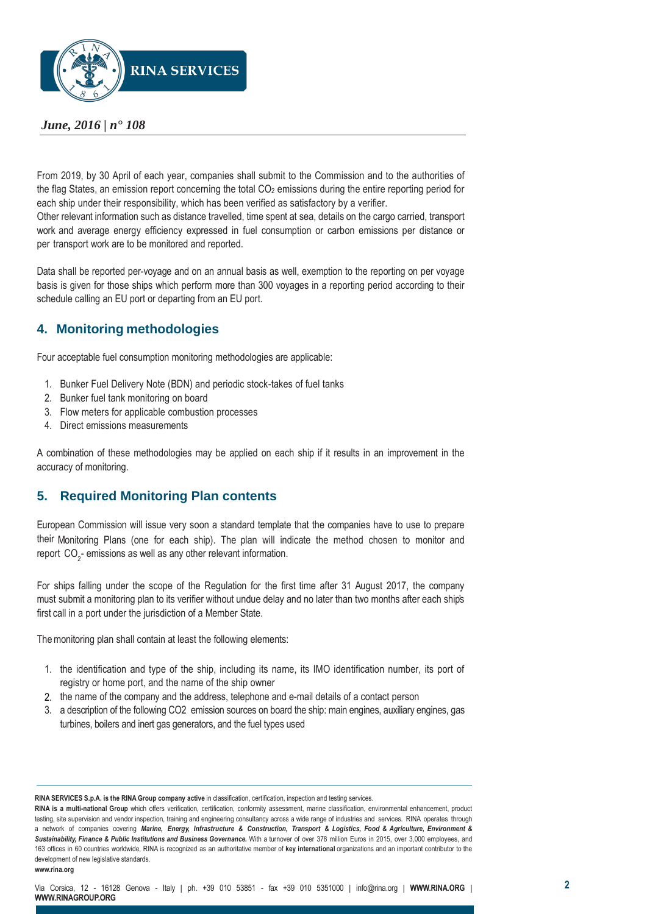From 2019, by 30 April of each year, companies shall submit to the Commission and to the authorities of the flag States, an emission report concerning the total $CO_2$ emissions during the entire reporting period for each ship under their responsibility, which has been verified as satisfactory by a verifier.
Other relevant information such as distance travelled, time spent at sea, details on the cargo carried, transport work and average energy efficiency expressed in fuel consumption or carbon emissions per distance or per transport work are to be monitored and reported.

Data shall be reported per-voyage and on an annual basis as well, exemption to the reporting on per voyage basis is given for those ships which perform more than 300 voyages in a reporting period according to their schedule calling an EU port or departing from an EU port.

## 4. Monitoring methodologies

Four acceptable fuel consumption monitoring methodologies are applicable:

1. Bunker Fuel Delivery Note (BDN) and periodic stock-takes of fuel tanks
2. Bunker fuel tank monitoring on board
3. Flow meters for applicable combustion processes
4. Direct emissions measurements

A combination of these methodologies may be applied on each ship if it results in an improvement in the accuracy of monitoring.

## 5. Required Monitoring Plan contents

European Commission will issue very soon a standard template that the companies have to use to prepare their Monitoring Plans (one for each ship). The plan will indicate the method chosen to monitor and report $CO_2$- emissions as well as any other relevant information.

For ships falling under the scope of the Regulation for the first time after 31 August 2017, the company must submit a monitoring plan to its verifier without undue delay and no later than two months after each ship's first call in a port under the jurisdiction of a Member State.

The monitoring plan shall contain at least the following elements:

1. the identification and type of the ship, including its name, its IMO identification number, its port of registry or home port, and the name of the ship owner
2. the name of the company and the address, telephone and e-mail details of a contact person
3. a description of the following $CO_2$ emission sources on board the ship: main engines, auxiliary engines, gas turbines, boilers and inert gas generators, and the fuel types used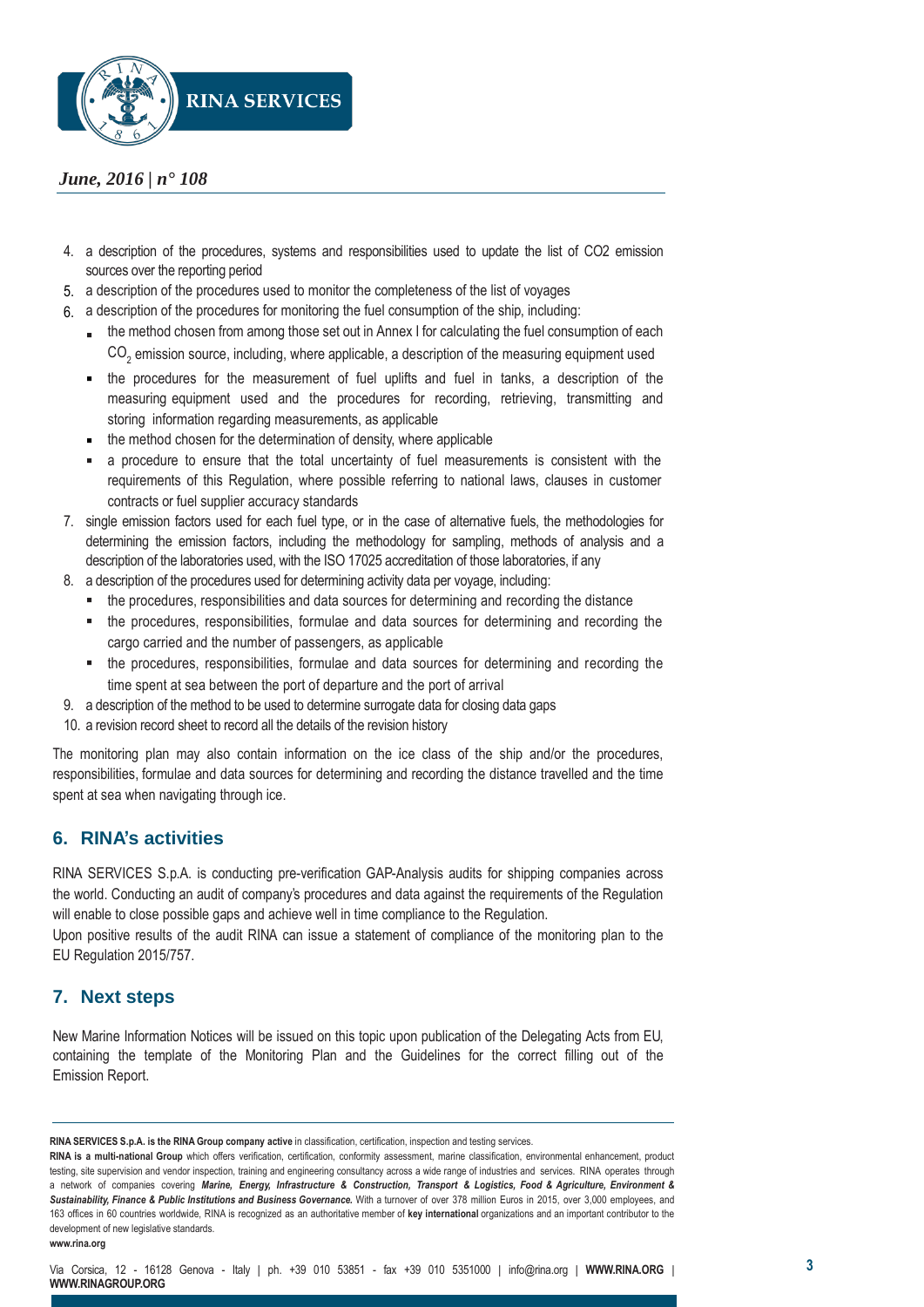4. a description of the procedures, systems and responsibilities used to update the list of CO2 emission sources over the reporting period
5. a description of the procedures used to monitor the completeness of the list of voyages
6. a description of the procedures for monitoring the fuel consumption of the ship, including:
   - the method chosen from among those set out in Annex I for calculating the fuel consumption of each $CO_2$ emission source, including, where applicable, a description of the measuring equipment used
   - the procedures for the measurement of fuel uplifts and fuel in tanks, a description of the measuring equipment used and the procedures for recording, retrieving, transmitting and storing information regarding measurements, as applicable
   - the method chosen for the determination of density, where applicable
   - a procedure to ensure that the total uncertainty of fuel measurements is consistent with the requirements of this Regulation, where possible referring to national laws, clauses in customer contracts or fuel supplier accuracy standards
7. single emission factors used for each fuel type, or in the case of alternative fuels, the methodologies for determining the emission factors, including the methodology for sampling, methods of analysis and a description of the laboratories used, with the ISO 17025 accreditation of those laboratories, if any
8. a description of the procedures used for determining activity data per voyage, including:
   - the procedures, responsibilities and data sources for determining and recording the distance
   - the procedures, responsibilities, formulae and data sources for determining and recording the cargo carried and the number of passengers, as applicable
   - the procedures, responsibilities, formulae and data sources for determining and recording the time spent at sea between the port of departure and the port of arrival
9. a description of the method to be used to determine surrogate data for closing data gaps
10. a revision record sheet to record all the details of the revision history

The monitoring plan may also contain information on the ice class of the ship and/or the procedures, responsibilities, formulae and data sources for determining and recording the distance travelled and the time spent at sea when navigating through ice.

## 6. RINA's activities

RINA SERVICES S.p.A. is conducting pre-verification GAP-Analysis audits for shipping companies across the world. Conducting an audit of company's procedures and data against the requirements of the Regulation will enable to close possible gaps and achieve well in time compliance to the Regulation.

Upon positive results of the audit RINA can issue a statement of compliance of the monitoring plan to the EU Regulation 2015/757.

## 7. Next steps

New Marine Information Notices will be issued on this topic upon publication of the Delegating Acts from EU, containing the template of the Monitoring Plan and the Guidelines for the correct filling out of the Emission Report.

**RINA SERVICES S.p.A. is the RINA Group company active** in classification, certification, inspection and testing services.

**RINA is a multi-national Group** which offers verification, certification, conformity assessment, marine classification, environmental enhancement, product testing, site supervision and vendor inspection, training and engineering consultancy across a wide range of industries and services. RINA operates through a network of companies covering ***Marine, Energy, Infrastructure & Construction, Transport & Logistics, Food & Agriculture, Environment & Sustainability, Finance & Public Institutions and Business Governance.*** With a turnover of over 378 million Euros in 2015, over 3,000 employees, and 163 offices in 60 countries worldwide, RINA is recognized as an authoritative member of **key international** organizations and an important contributor to the development of new legislative standards.

**www.rina.org**

Via Corsica, 12 - 16128 Genova - Italy | ph. +39 010 53851 - fax +39 010 5351000 | info@rina.org | **WWW.RINA.ORG** | **WWW.RINAGROUP.ORG**